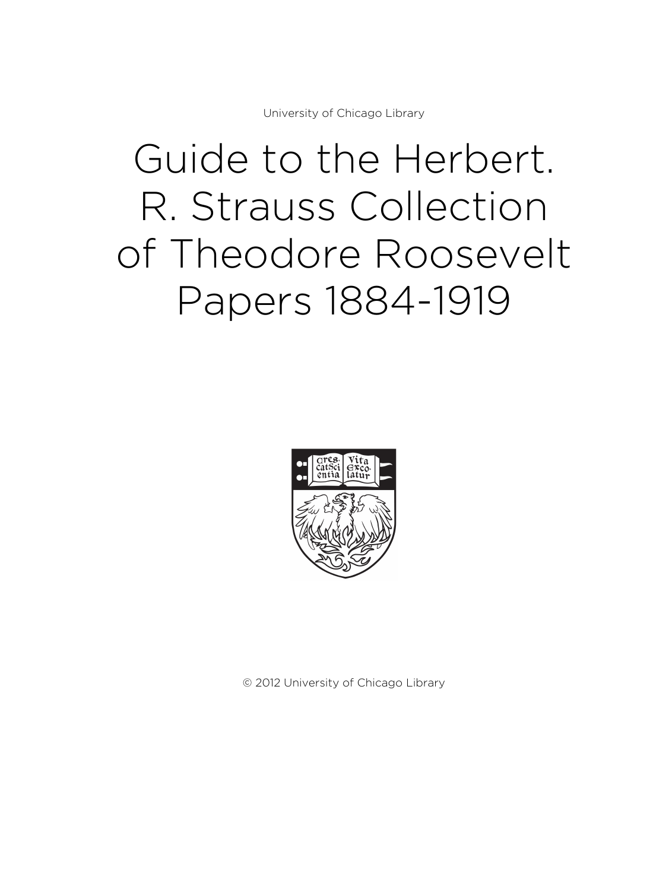University of Chicago Library

# Guide to the Herbert. R. Strauss Collection of Theodore Roosevelt Papers 1884-1919

© 2012 University of Chicago Library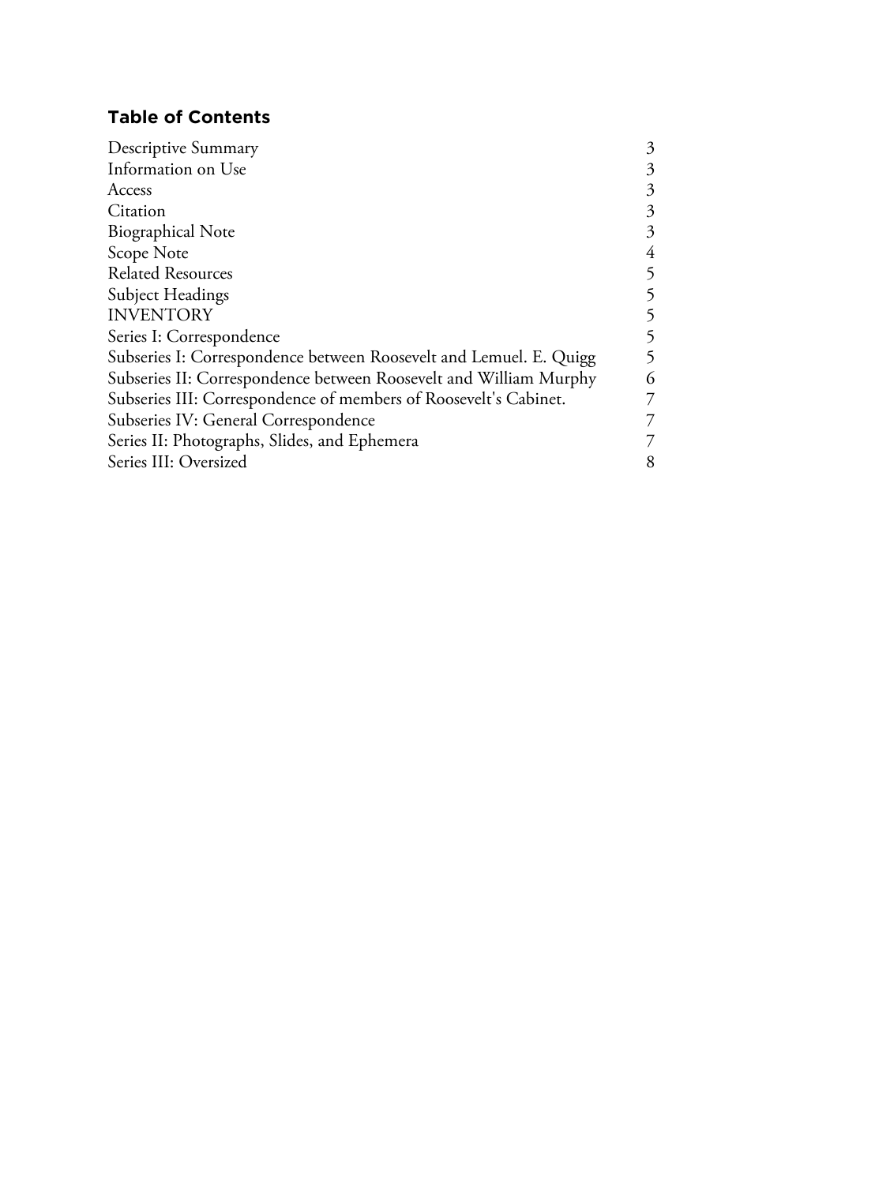## Table of Contents

| | |
|---|---|
| Descriptive Summary | 3 |
| Information on Use | 3 |
| Access | 3 |
| Citation | 3 |
| Biographical Note | 3 |
| Scope Note | 4 |
| Related Resources | 5 |
| Subject Headings | 5 |
| INVENTORY | 5 |
| Series I: Correspondence | 5 |
| Subseries I: Correspondence between Roosevelt and Lemuel. E. Quigg | 5 |
| Subseries II: Correspondence between Roosevelt and William Murphy | 6 |
| Subseries III: Correspondence of members of Roosevelt's Cabinet. | 7 |
| Subseries IV: General Correspondence | 7 |
| Series II: Photographs, Slides, and Ephemera | 7 |
| Series III: Oversized | 8 |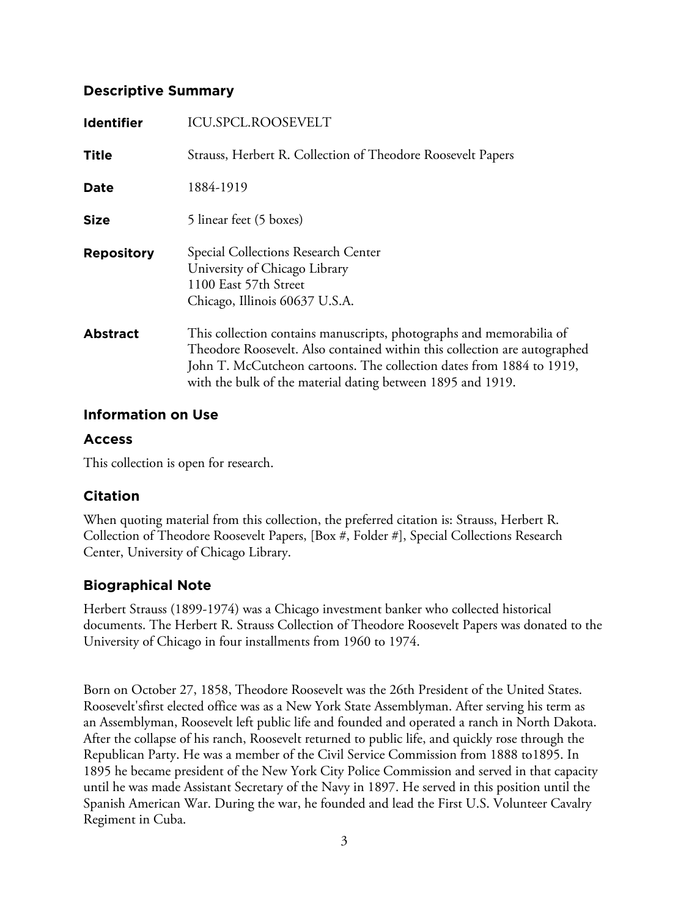## Descriptive Summary

| | |
|---|---|
| **Identifier** | ICU.SPCL.ROOSEVELT |
| **Title** | Strauss, Herbert R. Collection of Theodore Roosevelt Papers |
| **Date** | 1884-1919 |
| **Size** | 5 linear feet (5 boxes) |
| **Repository** | Special Collections Research Center<br>University of Chicago Library<br>1100 East 57th Street<br>Chicago, Illinois 60637 U.S.A. |
| **Abstract** | This collection contains manuscripts, photographs and memorabilia of Theodore Roosevelt. Also contained within this collection are autographed John T. McCutcheon cartoons. The collection dates from 1884 to 1919, with the bulk of the material dating between 1895 and 1919. |

## Information on Use

### Access

This collection is open for research.

### Citation

When quoting material from this collection, the preferred citation is: Strauss, Herbert R. Collection of Theodore Roosevelt Papers, [Box #, Folder #], Special Collections Research Center, University of Chicago Library.

## Biographical Note

Herbert Strauss (1899-1974) was a Chicago investment banker who collected historical documents. The Herbert R. Strauss Collection of Theodore Roosevelt Papers was donated to the University of Chicago in four installments from 1960 to 1974.

Born on October 27, 1858, Theodore Roosevelt was the 26th President of the United States. Roosevelt'sfirst elected office was as a New York State Assemblyman. After serving his term as an Assemblyman, Roosevelt left public life and founded and operated a ranch in North Dakota. After the collapse of his ranch, Roosevelt returned to public life, and quickly rose through the Republican Party. He was a member of the Civil Service Commission from 1888 to1895. In 1895 he became president of the New York City Police Commission and served in that capacity until he was made Assistant Secretary of the Navy in 1897. He served in this position until the Spanish American War. During the war, he founded and lead the First U.S. Volunteer Cavalry Regiment in Cuba.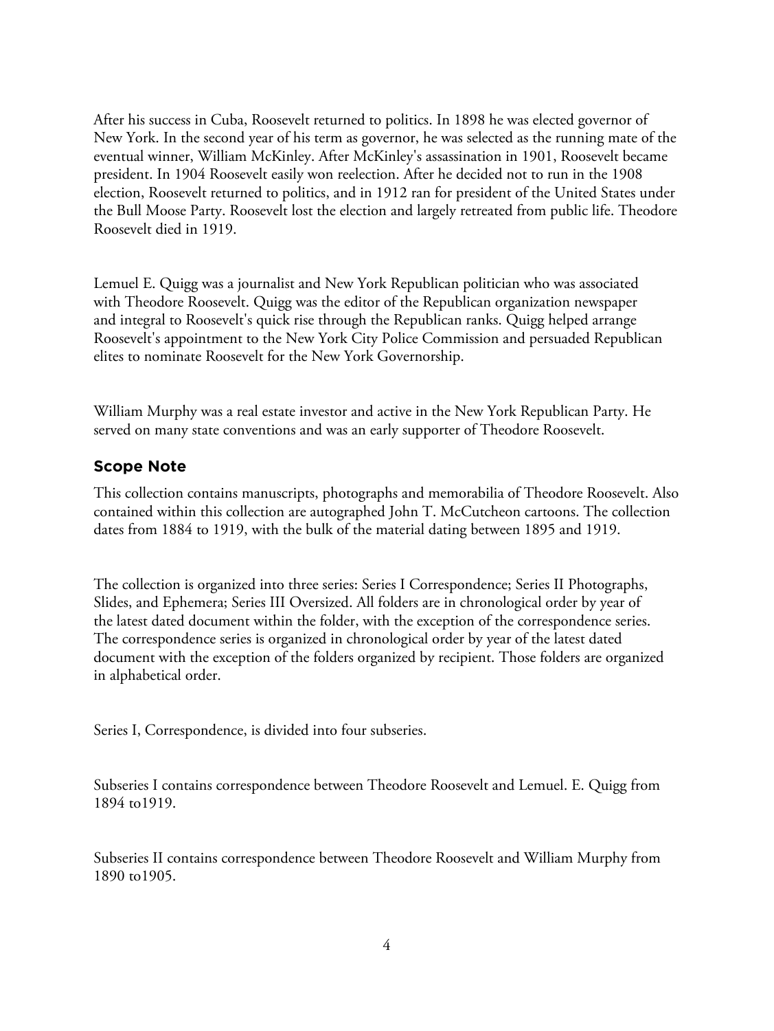After his success in Cuba, Roosevelt returned to politics. In 1898 he was elected governor of New York. In the second year of his term as governor, he was selected as the running mate of the eventual winner, William McKinley. After McKinley's assassination in 1901, Roosevelt became president. In 1904 Roosevelt easily won reelection. After he decided not to run in the 1908 election, Roosevelt returned to politics, and in 1912 ran for president of the United States under the Bull Moose Party. Roosevelt lost the election and largely retreated from public life. Theodore Roosevelt died in 1919.

Lemuel E. Quigg was a journalist and New York Republican politician who was associated with Theodore Roosevelt. Quigg was the editor of the Republican organization newspaper and integral to Roosevelt's quick rise through the Republican ranks. Quigg helped arrange Roosevelt's appointment to the New York City Police Commission and persuaded Republican elites to nominate Roosevelt for the New York Governorship.

William Murphy was a real estate investor and active in the New York Republican Party. He served on many state conventions and was an early supporter of Theodore Roosevelt.

## Scope Note

This collection contains manuscripts, photographs and memorabilia of Theodore Roosevelt. Also contained within this collection are autographed John T. McCutcheon cartoons. The collection dates from 1884 to 1919, with the bulk of the material dating between 1895 and 1919.

The collection is organized into three series: Series I Correspondence; Series II Photographs, Slides, and Ephemera; Series III Oversized. All folders are in chronological order by year of the latest dated document within the folder, with the exception of the correspondence series. The correspondence series is organized in chronological order by year of the latest dated document with the exception of the folders organized by recipient. Those folders are organized in alphabetical order.

Series I, Correspondence, is divided into four subseries.

Subseries I contains correspondence between Theodore Roosevelt and Lemuel. E. Quigg from 1894 to1919.

Subseries II contains correspondence between Theodore Roosevelt and William Murphy from 1890 to1905.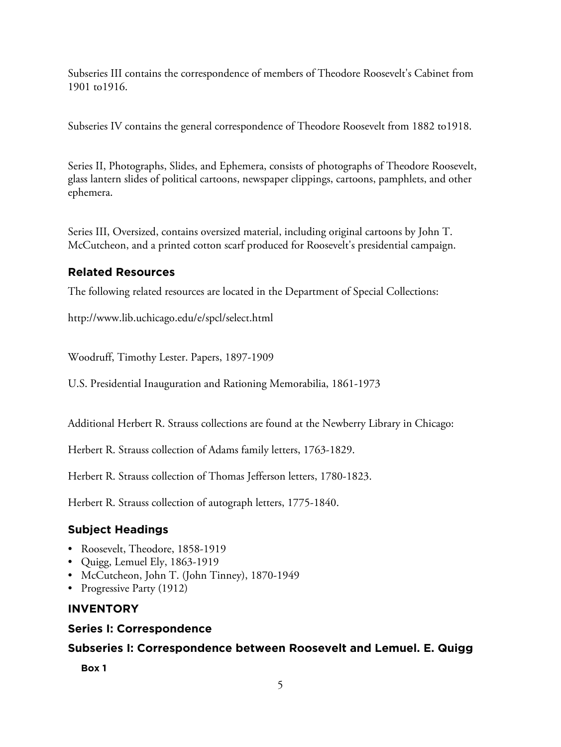Subseries III contains the correspondence of members of Theodore Roosevelt's Cabinet from 1901 to1916.

Subseries IV contains the general correspondence of Theodore Roosevelt from 1882 to1918.

Series II, Photographs, Slides, and Ephemera, consists of photographs of Theodore Roosevelt, glass lantern slides of political cartoons, newspaper clippings, cartoons, pamphlets, and other ephemera.

Series III, Oversized, contains oversized material, including original cartoons by John T. McCutcheon, and a printed cotton scarf produced for Roosevelt's presidential campaign.

## Related Resources

The following related resources are located in the Department of Special Collections:

http://www.lib.uchicago.edu/e/spcl/select.html

Woodruff, Timothy Lester. Papers, 1897-1909

U.S. Presidential Inauguration and Rationing Memorabilia, 1861-1973

Additional Herbert R. Strauss collections are found at the Newberry Library in Chicago:

Herbert R. Strauss collection of Adams family letters, 1763-1829.

Herbert R. Strauss collection of Thomas Jefferson letters, 1780-1823.

Herbert R. Strauss collection of autograph letters, 1775-1840.

## Subject Headings

- Roosevelt, Theodore, 1858-1919
- Quigg, Lemuel Ely, 1863-1919
- McCutcheon, John T. (John Tinney), 1870-1949
- Progressive Party (1912)

## INVENTORY

## Series I: Correspondence

## Subseries I: Correspondence between Roosevelt and Lemuel. E. Quigg

**Box 1**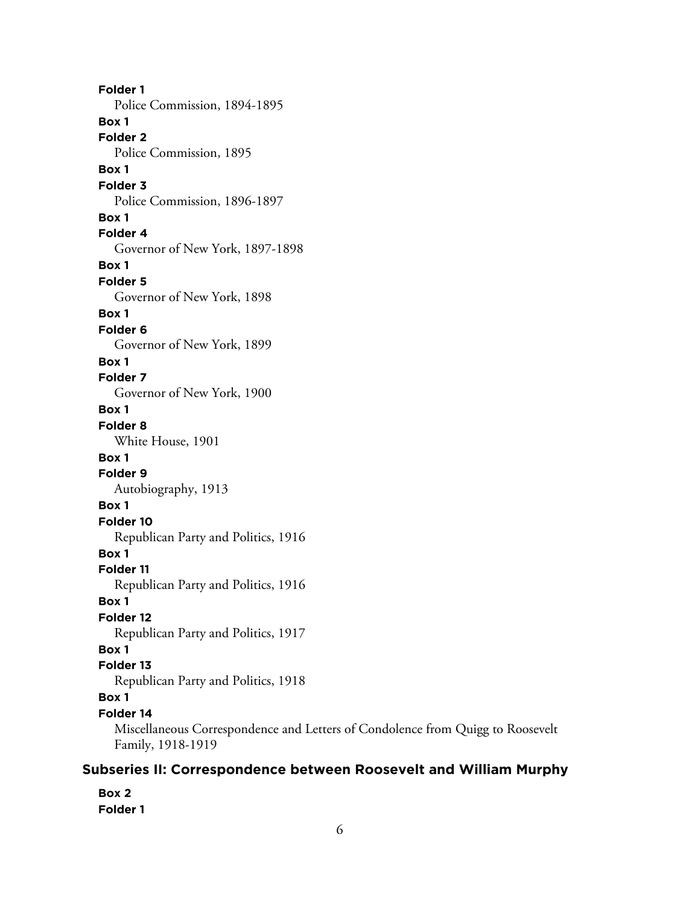**Folder 1**
Police Commission, 1894-1895

**Box 1**
**Folder 2**
Police Commission, 1895

**Box 1**
**Folder 3**
Police Commission, 1896-1897

**Box 1**
**Folder 4**
Governor of New York, 1897-1898

**Box 1**
**Folder 5**
Governor of New York, 1898

**Box 1**
**Folder 6**
Governor of New York, 1899

**Box 1**
**Folder 7**
Governor of New York, 1900

**Box 1**
**Folder 8**
White House, 1901

**Box 1**
**Folder 9**
Autobiography, 1913

**Box 1**
**Folder 10**
Republican Party and Politics, 1916

**Box 1**
**Folder 11**
Republican Party and Politics, 1916

**Box 1**
**Folder 12**
Republican Party and Politics, 1917

**Box 1**
**Folder 13**
Republican Party and Politics, 1918

**Box 1**
**Folder 14**
Miscellaneous Correspondence and Letters of Condolence from Quigg to Roosevelt Family, 1918-1919

## Subseries II: Correspondence between Roosevelt and William Murphy

**Box 2**
**Folder 1**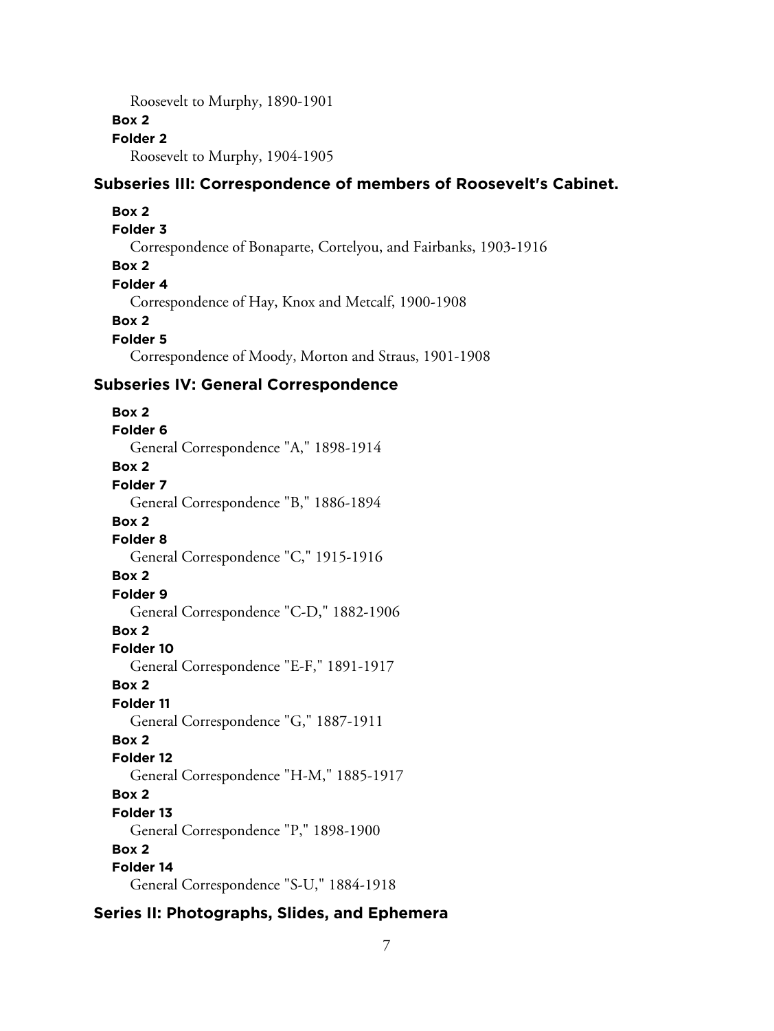Roosevelt to Murphy, 1890-1901

**Box 2**

**Folder 2**

Roosevelt to Murphy, 1904-1905

### Subseries III: Correspondence of members of Roosevelt's Cabinet.

**Box 2**

**Folder 3**

Correspondence of Bonaparte, Cortelyou, and Fairbanks, 1903-1916

**Box 2**

**Folder 4**

Correspondence of Hay, Knox and Metcalf, 1900-1908

**Box 2**

**Folder 5**

Correspondence of Moody, Morton and Straus, 1901-1908

### Subseries IV: General Correspondence

**Box 2**

**Folder 6**

General Correspondence "A," 1898-1914

**Box 2**

**Folder 7**

General Correspondence "B," 1886-1894

**Box 2**

**Folder 8**

General Correspondence "C," 1915-1916

**Box 2**

**Folder 9**

General Correspondence "C-D," 1882-1906

**Box 2**

**Folder 10**

General Correspondence "E-F," 1891-1917

**Box 2**

**Folder 11**

General Correspondence "G," 1887-1911

**Box 2**

**Folder 12**

General Correspondence "H-M," 1885-1917

**Box 2**

**Folder 13**

General Correspondence "P," 1898-1900

**Box 2**

**Folder 14**

General Correspondence "S-U," 1884-1918

### Series II: Photographs, Slides, and Ephemera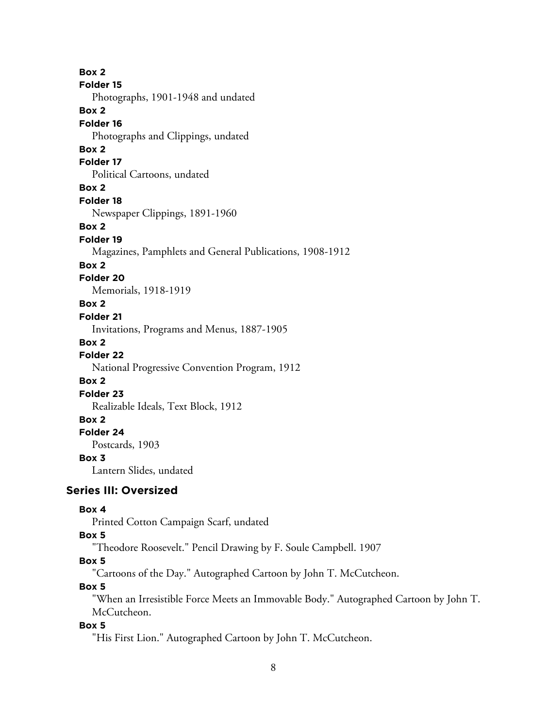**Box 2**
**Folder 15**
Photographs, 1901-1948 and undated

**Box 2**
**Folder 16**
Photographs and Clippings, undated

**Box 2**
**Folder 17**
Political Cartoons, undated

**Box 2**
**Folder 18**
Newspaper Clippings, 1891-1960

**Box 2**
**Folder 19**
Magazines, Pamphlets and General Publications, 1908-1912

**Box 2**
**Folder 20**
Memorials, 1918-1919

**Box 2**
**Folder 21**
Invitations, Programs and Menus, 1887-1905

**Box 2**
**Folder 22**
National Progressive Convention Program, 1912

**Box 2**
**Folder 23**
Realizable Ideals, Text Block, 1912

**Box 2**
**Folder 24**
Postcards, 1903

**Box 3**
Lantern Slides, undated

## Series III: Oversized

**Box 4**
Printed Cotton Campaign Scarf, undated

**Box 5**
"Theodore Roosevelt." Pencil Drawing by F. Soule Campbell. 1907

**Box 5**
"Cartoons of the Day." Autographed Cartoon by John T. McCutcheon.

**Box 5**
"When an Irresistible Force Meets an Immovable Body." Autographed Cartoon by John T. McCutcheon.

**Box 5**
"His First Lion." Autographed Cartoon by John T. McCutcheon.